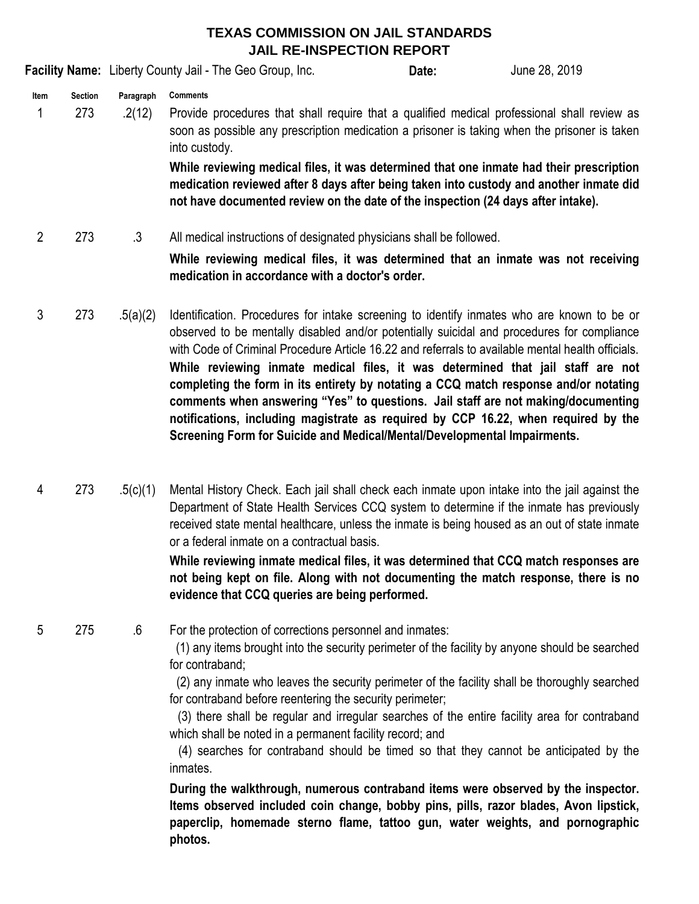# TEXAS COMMISSION ON JAIL STANDARDS
## JAIL RE-INSPECTION REPORT

**Facility Name:** Liberty County Jail - The Geo Group, Inc. **Date:** June 28, 2019

| Item | Section | Paragraph | Comments |
|---|---|---|---|
| 1 | 273 | .2(12) | Provide procedures that shall require that a qualified medical professional shall review as soon as possible any prescription medication a prisoner is taking when the prisoner is taken into custody.<br>**While reviewing medical files, it was determined that one inmate had their prescription medication reviewed after 8 days after being taken into custody and another inmate did not have documented review on the date of the inspection (24 days after intake).** |
| 2 | 273 | .3 | All medical instructions of designated physicians shall be followed.<br>**While reviewing medical files, it was determined that an inmate was not receiving medication in accordance with a doctor's order.** |
| 3 | 273 | .5(a)(2) | Identification. Procedures for intake screening to identify inmates who are known to be or observed to be mentally disabled and/or potentially suicidal and procedures for compliance with Code of Criminal Procedure Article 16.22 and referrals to available mental health officials.<br>**While reviewing inmate medical files, it was determined that jail staff are not completing the form in its entirety by notating a CCQ match response and/or notating comments when answering "Yes" to questions. Jail staff are not making/documenting notifications, including magistrate as required by CCP 16.22, when required by the Screening Form for Suicide and Medical/Mental/Developmental Impairments.** |
| 4 | 273 | .5(c)(1) | Mental History Check. Each jail shall check each inmate upon intake into the jail against the Department of State Health Services CCQ system to determine if the inmate has previously received state mental healthcare, unless the inmate is being housed as an out of state inmate or a federal inmate on a contractual basis.<br>**While reviewing inmate medical files, it was determined that CCQ match responses are not being kept on file. Along with not documenting the match response, there is no evidence that CCQ queries are being performed.** |
| 5 | 275 | .6 | For the protection of corrections personnel and inmates:<br>(1) any items brought into the security perimeter of the facility by anyone should be searched for contraband;<br>(2) any inmate who leaves the security perimeter of the facility shall be thoroughly searched for contraband before reentering the security perimeter;<br>(3) there shall be regular and irregular searches of the entire facility area for contraband which shall be noted in a permanent facility record; and<br>(4) searches for contraband should be timed so that they cannot be anticipated by the inmates.<br>**During the walkthrough, numerous contraband items were observed by the inspector. Items observed included coin change, bobby pins, pills, razor blades, Avon lipstick, paperclip, homemade sterno flame, tattoo gun, water weights, and pornographic photos.** |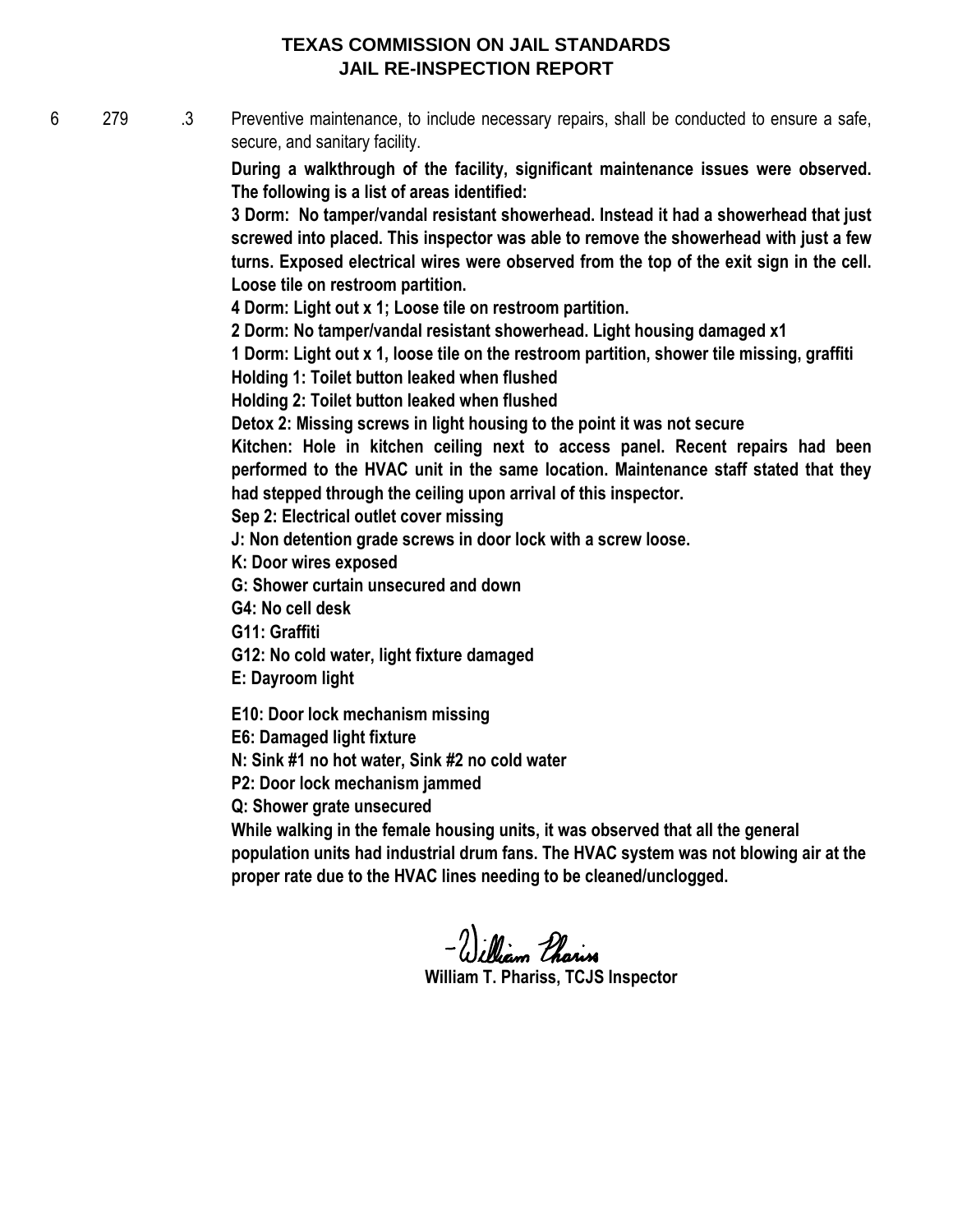**TEXAS COMMISSION ON JAIL STANDARDS**
**JAIL RE-INSPECTION REPORT**

6 279 .3 Preventive maintenance, to include necessary repairs, shall be conducted to ensure a safe, secure, and sanitary facility.

**During a walkthrough of the facility, significant maintenance issues were observed. The following is a list of areas identified:**

**3 Dorm: No tamper/vandal resistant showerhead. Instead it had a showerhead that just screwed into placed. This inspector was able to remove the showerhead with just a few turns. Exposed electrical wires were observed from the top of the exit sign in the cell. Loose tile on restroom partition.**

**4 Dorm: Light out x 1; Loose tile on restroom partition.**

**2 Dorm: No tamper/vandal resistant showerhead. Light housing damaged x1**

**1 Dorm: Light out x 1, loose tile on the restroom partition, shower tile missing, graffiti**

**Holding 1: Toilet button leaked when flushed**

**Holding 2: Toilet button leaked when flushed**

**Detox 2: Missing screws in light housing to the point it was not secure**

**Kitchen: Hole in kitchen ceiling next to access panel. Recent repairs had been performed to the HVAC unit in the same location. Maintenance staff stated that they had stepped through the ceiling upon arrival of this inspector.**

**Sep 2: Electrical outlet cover missing**

**J: Non detention grade screws in door lock with a screw loose.**

**K: Door wires exposed**

**G: Shower curtain unsecured and down**

**G4: No cell desk**

**G11: Graffiti**

**G12: No cold water, light fixture damaged**

**E: Dayroom light**

**E10: Door lock mechanism missing**

**E6: Damaged light fixture**

**N: Sink #1 no hot water, Sink #2 no cold water**

**P2: Door lock mechanism jammed**

**Q: Shower grate unsecured**

**While walking in the female housing units, it was observed that all the general population units had industrial drum fans. The HVAC system was not blowing air at the proper rate due to the HVAC lines needing to be cleaned/unclogged.**

-William Phariss

**William T. Phariss, TCJS Inspector**